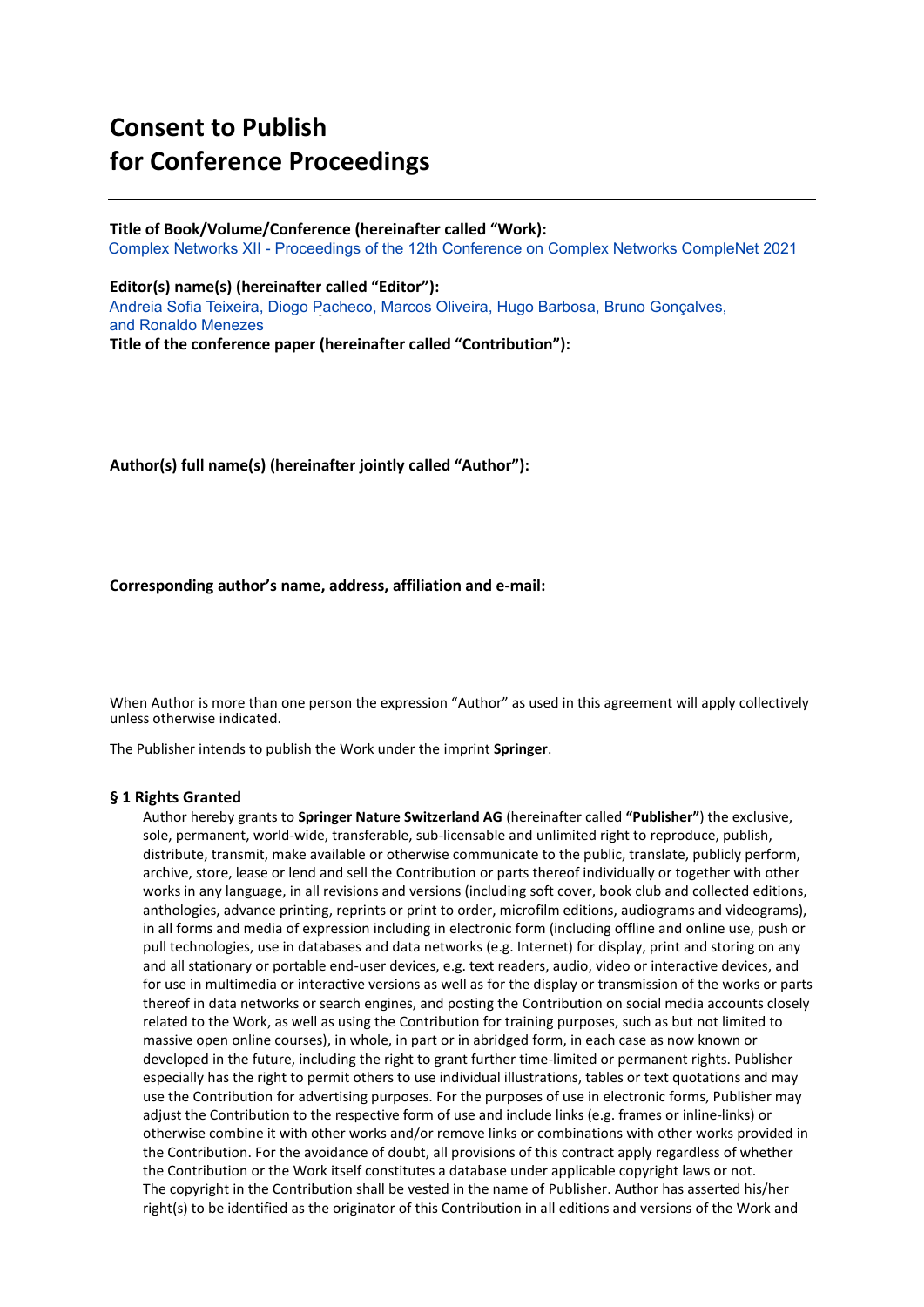# Consent to Publish for Conference Proceedings

**Title of Book/Volume/Conference (hereinafter called "Work):**
Complex Networks XII - Proceedings of the 12th Conference on Complex Networks CompleNet 2021

**Editor(s) name(s) (hereinafter called "Editor"):**
Andreia Sofia Teixeira, Diogo Pacheco, Marcos Oliveira, Hugo Barbosa, Bruno Gonçalves, and Ronaldo Menezes

**Title of the conference paper (hereinafter called "Contribution"):**

**Author(s) full name(s) (hereinafter jointly called "Author"):**

**Corresponding author's name, address, affiliation and e-mail:**

When Author is more than one person the expression "Author" as used in this agreement will apply collectively unless otherwise indicated.

The Publisher intends to publish the Work under the imprint **Springer**.

### § 1 Rights Granted

Author hereby grants to **Springer Nature Switzerland AG** (hereinafter called **"Publisher"**) the exclusive, sole, permanent, world-wide, transferable, sub-licensable and unlimited right to reproduce, publish, distribute, transmit, make available or otherwise communicate to the public, translate, publicly perform, archive, store, lease or lend and sell the Contribution or parts thereof individually or together with other works in any language, in all revisions and versions (including soft cover, book club and collected editions, anthologies, advance printing, reprints or print to order, microfilm editions, audiograms and videograms), in all forms and media of expression including in electronic form (including offline and online use, push or pull technologies, use in databases and data networks (e.g. Internet) for display, print and storing on any and all stationary or portable end-user devices, e.g. text readers, audio, video or interactive devices, and for use in multimedia or interactive versions as well as for the display or transmission of the works or parts thereof in data networks or search engines, and posting the Contribution on social media accounts closely related to the Work, as well as using the Contribution for training purposes, such as but not limited to massive open online courses), in whole, in part or in abridged form, in each case as now known or developed in the future, including the right to grant further time-limited or permanent rights. Publisher especially has the right to permit others to use individual illustrations, tables or text quotations and may use the Contribution for advertising purposes. For the purposes of use in electronic forms, Publisher may adjust the Contribution to the respective form of use and include links (e.g. frames or inline-links) or otherwise combine it with other works and/or remove links or combinations with other works provided in the Contribution. For the avoidance of doubt, all provisions of this contract apply regardless of whether the Contribution or the Work itself constitutes a database under applicable copyright laws or not.
The copyright in the Contribution shall be vested in the name of Publisher. Author has asserted his/her right(s) to be identified as the originator of this Contribution in all editions and versions of the Work and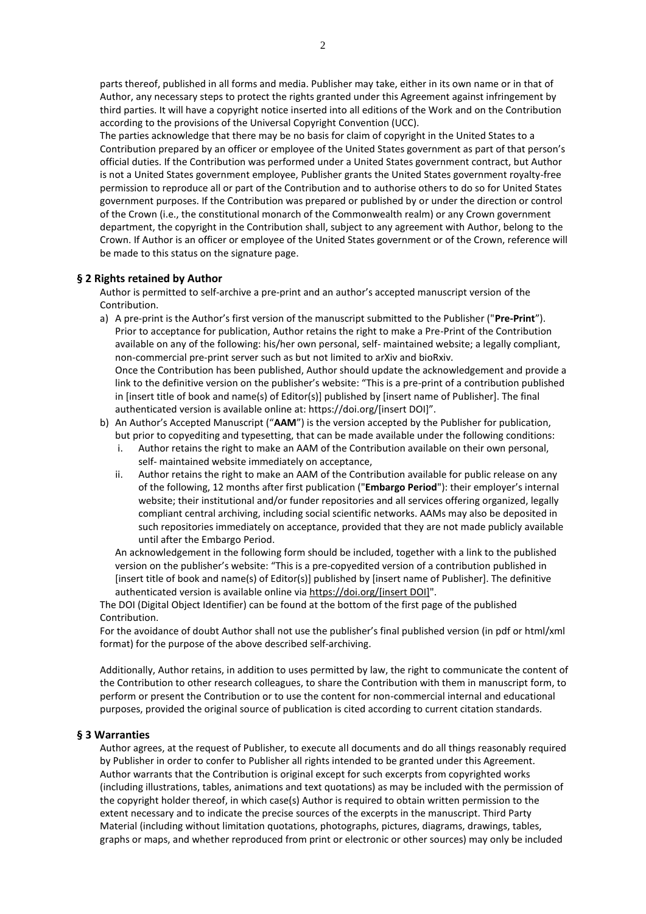parts thereof, published in all forms and media. Publisher may take, either in its own name or in that of Author, any necessary steps to protect the rights granted under this Agreement against infringement by third parties. It will have a copyright notice inserted into all editions of the Work and on the Contribution according to the provisions of the Universal Copyright Convention (UCC).

The parties acknowledge that there may be no basis for claim of copyright in the United States to a Contribution prepared by an officer or employee of the United States government as part of that person's official duties. If the Contribution was performed under a United States government contract, but Author is not a United States government employee, Publisher grants the United States government royalty-free permission to reproduce all or part of the Contribution and to authorise others to do so for United States government purposes. If the Contribution was prepared or published by or under the direction or control of the Crown (i.e., the constitutional monarch of the Commonwealth realm) or any Crown government department, the copyright in the Contribution shall, subject to any agreement with Author, belong to the Crown. If Author is an officer or employee of the United States government or of the Crown, reference will be made to this status on the signature page.

### § 2 Rights retained by Author

Author is permitted to self-archive a pre-print and an author's accepted manuscript version of the Contribution.

a) A pre-print is the Author's first version of the manuscript submitted to the Publisher ("**Pre-Print**"). Prior to acceptance for publication, Author retains the right to make a Pre-Print of the Contribution available on any of the following: his/her own personal, self- maintained website; a legally compliant, non-commercial pre-print server such as but not limited to arXiv and bioRxiv.
   Once the Contribution has been published, Author should update the acknowledgement and provide a link to the definitive version on the publisher's website: "This is a pre-print of a contribution published in [insert title of book and name(s) of Editor(s)] published by [insert name of Publisher]. The final authenticated version is available online at: https://doi.org/[insert DOI]".
b) An Author's Accepted Manuscript ("**AAM**") is the version accepted by the Publisher for publication, but prior to copyediting and typesetting, that can be made available under the following conditions:
   i. Author retains the right to make an AAM of the Contribution available on their own personal, self- maintained website immediately on acceptance,
   ii. Author retains the right to make an AAM of the Contribution available for public release on any of the following, 12 months after first publication ("**Embargo Period**"): their employer's internal website; their institutional and/or funder repositories and all services offering organized, legally compliant central archiving, including social scientific networks. AAMs may also be deposited in such repositories immediately on acceptance, provided that they are not made publicly available until after the Embargo Period.

   An acknowledgement in the following form should be included, together with a link to the published version on the publisher's website: "This is a pre-copyedited version of a contribution published in [insert title of book and name(s) of Editor(s)] published by [insert name of Publisher]. The definitive authenticated version is available online via https://doi.org/[insert DOI]".

The DOI (Digital Object Identifier) can be found at the bottom of the first page of the published Contribution.

For the avoidance of doubt Author shall not use the publisher's final published version (in pdf or html/xml format) for the purpose of the above described self-archiving.

Additionally, Author retains, in addition to uses permitted by law, the right to communicate the content of the Contribution to other research colleagues, to share the Contribution with them in manuscript form, to perform or present the Contribution or to use the content for non-commercial internal and educational purposes, provided the original source of publication is cited according to current citation standards.

### § 3 Warranties

Author agrees, at the request of Publisher, to execute all documents and do all things reasonably required by Publisher in order to confer to Publisher all rights intended to be granted under this Agreement. Author warrants that the Contribution is original except for such excerpts from copyrighted works (including illustrations, tables, animations and text quotations) as may be included with the permission of the copyright holder thereof, in which case(s) Author is required to obtain written permission to the extent necessary and to indicate the precise sources of the excerpts in the manuscript. Third Party Material (including without limitation quotations, photographs, pictures, diagrams, drawings, tables, graphs or maps, and whether reproduced from print or electronic or other sources) may only be included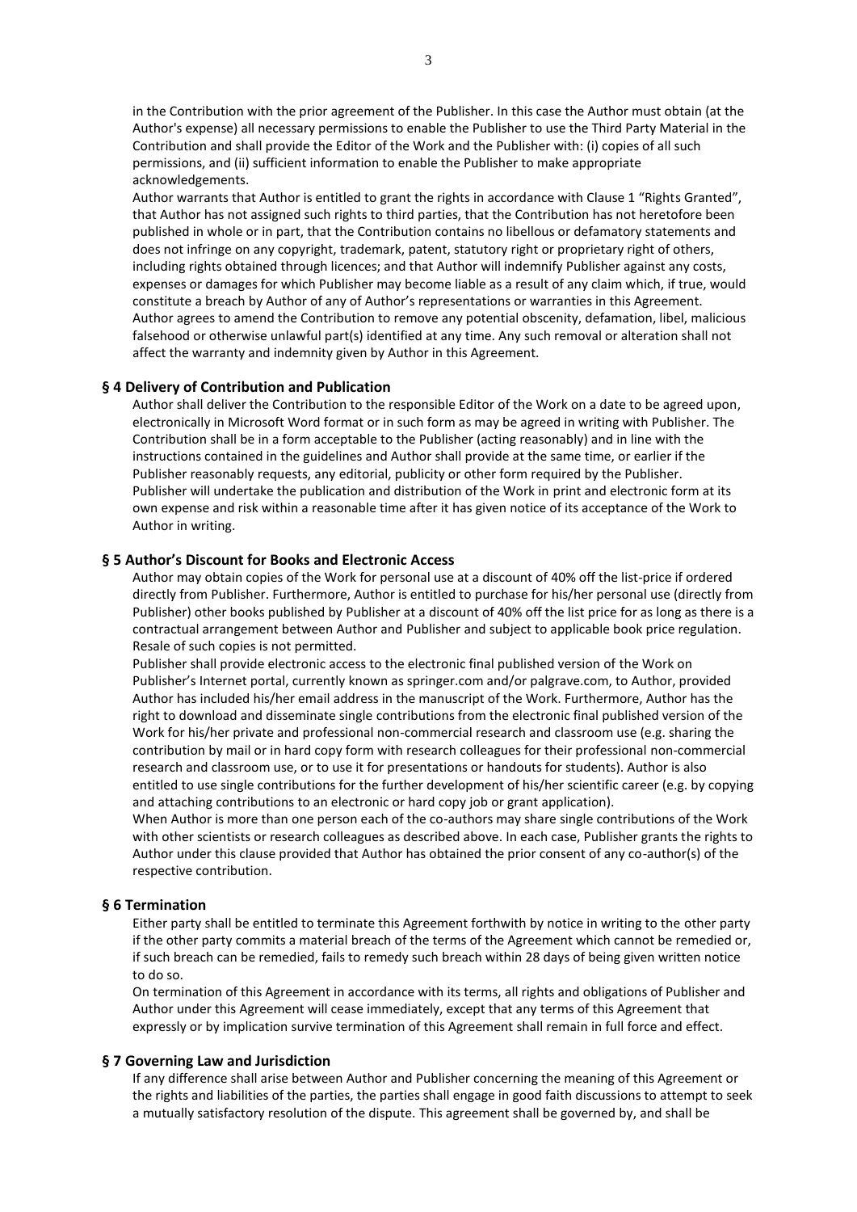in the Contribution with the prior agreement of the Publisher. In this case the Author must obtain (at the Author's expense) all necessary permissions to enable the Publisher to use the Third Party Material in the Contribution and shall provide the Editor of the Work and the Publisher with: (i) copies of all such permissions, and (ii) sufficient information to enable the Publisher to make appropriate acknowledgements.

Author warrants that Author is entitled to grant the rights in accordance with Clause 1 "Rights Granted", that Author has not assigned such rights to third parties, that the Contribution has not heretofore been published in whole or in part, that the Contribution contains no libellous or defamatory statements and does not infringe on any copyright, trademark, patent, statutory right or proprietary right of others, including rights obtained through licences; and that Author will indemnify Publisher against any costs, expenses or damages for which Publisher may become liable as a result of any claim which, if true, would constitute a breach by Author of any of Author's representations or warranties in this Agreement.

Author agrees to amend the Contribution to remove any potential obscenity, defamation, libel, malicious falsehood or otherwise unlawful part(s) identified at any time. Any such removal or alteration shall not affect the warranty and indemnity given by Author in this Agreement.

## § 4 Delivery of Contribution and Publication

Author shall deliver the Contribution to the responsible Editor of the Work on a date to be agreed upon, electronically in Microsoft Word format or in such form as may be agreed in writing with Publisher. The Contribution shall be in a form acceptable to the Publisher (acting reasonably) and in line with the instructions contained in the guidelines and Author shall provide at the same time, or earlier if the Publisher reasonably requests, any editorial, publicity or other form required by the Publisher.

Publisher will undertake the publication and distribution of the Work in print and electronic form at its own expense and risk within a reasonable time after it has given notice of its acceptance of the Work to Author in writing.

## § 5 Author's Discount for Books and Electronic Access

Author may obtain copies of the Work for personal use at a discount of 40% off the list-price if ordered directly from Publisher. Furthermore, Author is entitled to purchase for his/her personal use (directly from Publisher) other books published by Publisher at a discount of 40% off the list price for as long as there is a contractual arrangement between Author and Publisher and subject to applicable book price regulation. Resale of such copies is not permitted.

Publisher shall provide electronic access to the electronic final published version of the Work on Publisher's Internet portal, currently known as springer.com and/or palgrave.com, to Author, provided Author has included his/her email address in the manuscript of the Work. Furthermore, Author has the right to download and disseminate single contributions from the electronic final published version of the Work for his/her private and professional non-commercial research and classroom use (e.g. sharing the contribution by mail or in hard copy form with research colleagues for their professional non-commercial research and classroom use, or to use it for presentations or handouts for students). Author is also entitled to use single contributions for the further development of his/her scientific career (e.g. by copying and attaching contributions to an electronic or hard copy job or grant application).

When Author is more than one person each of the co-authors may share single contributions of the Work with other scientists or research colleagues as described above. In each case, Publisher grants the rights to Author under this clause provided that Author has obtained the prior consent of any co-author(s) of the respective contribution.

## § 6 Termination

Either party shall be entitled to terminate this Agreement forthwith by notice in writing to the other party if the other party commits a material breach of the terms of the Agreement which cannot be remedied or, if such breach can be remedied, fails to remedy such breach within 28 days of being given written notice to do so.

On termination of this Agreement in accordance with its terms, all rights and obligations of Publisher and Author under this Agreement will cease immediately, except that any terms of this Agreement that expressly or by implication survive termination of this Agreement shall remain in full force and effect.

## § 7 Governing Law and Jurisdiction

If any difference shall arise between Author and Publisher concerning the meaning of this Agreement or the rights and liabilities of the parties, the parties shall engage in good faith discussions to attempt to seek a mutually satisfactory resolution of the dispute. This agreement shall be governed by, and shall be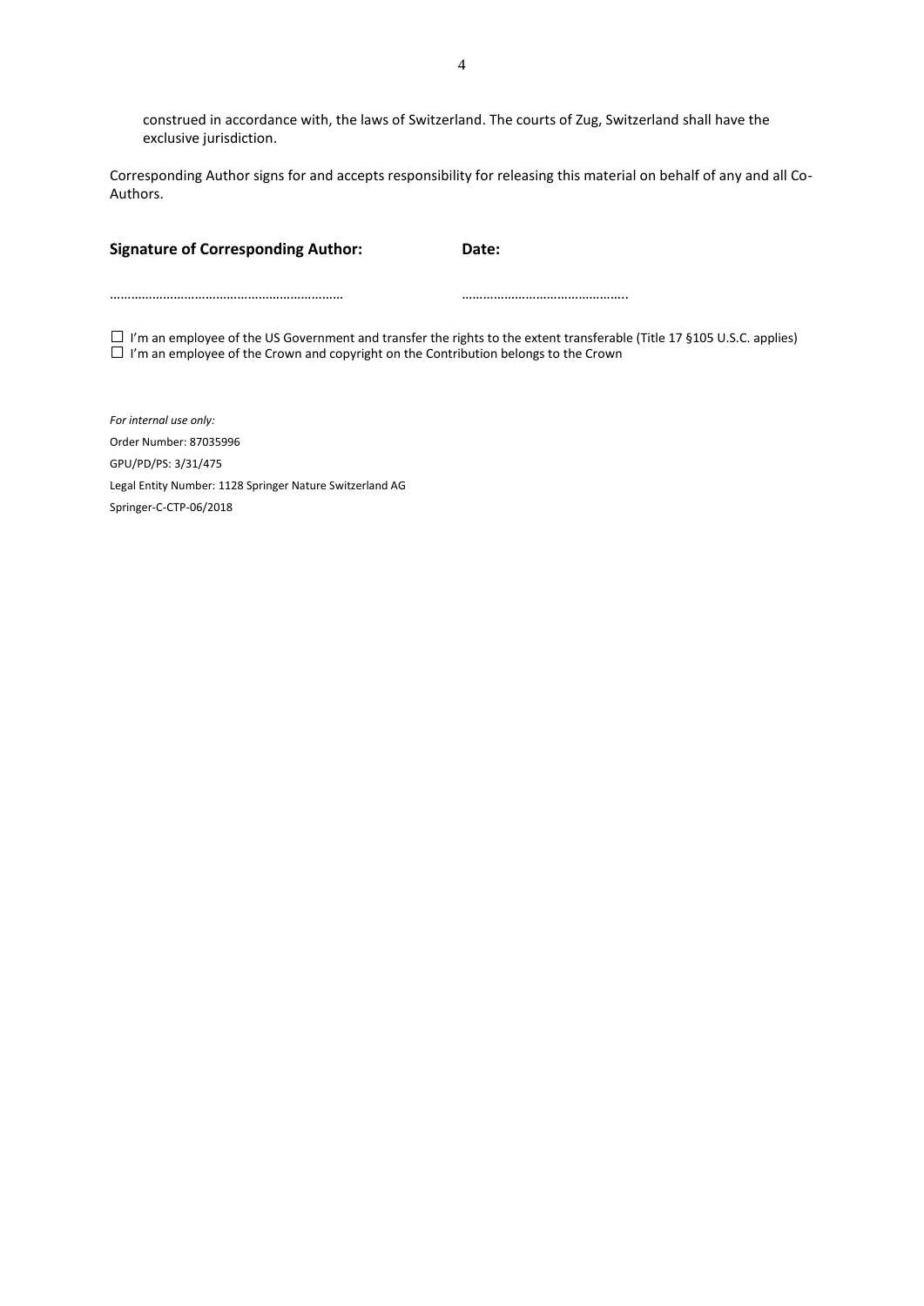construed in accordance with, the laws of Switzerland. The courts of Zug, Switzerland shall have the exclusive jurisdiction.

Corresponding Author signs for and accepts responsibility for releasing this material on behalf of any and all Co-Authors.

**Signature of Corresponding Author:** **Date:**

……………………………………………………… ………………………………………..

☐ I'm an employee of the US Government and transfer the rights to the extent transferable (Title 17 §105 U.S.C. applies)
☐ I'm an employee of the Crown and copyright on the Contribution belongs to the Crown

*For internal use only:*

Order Number: 87035996

GPU/PD/PS: 3/31/475

Legal Entity Number: 1128 Springer Nature Switzerland AG

Springer-C-CTP-06/2018